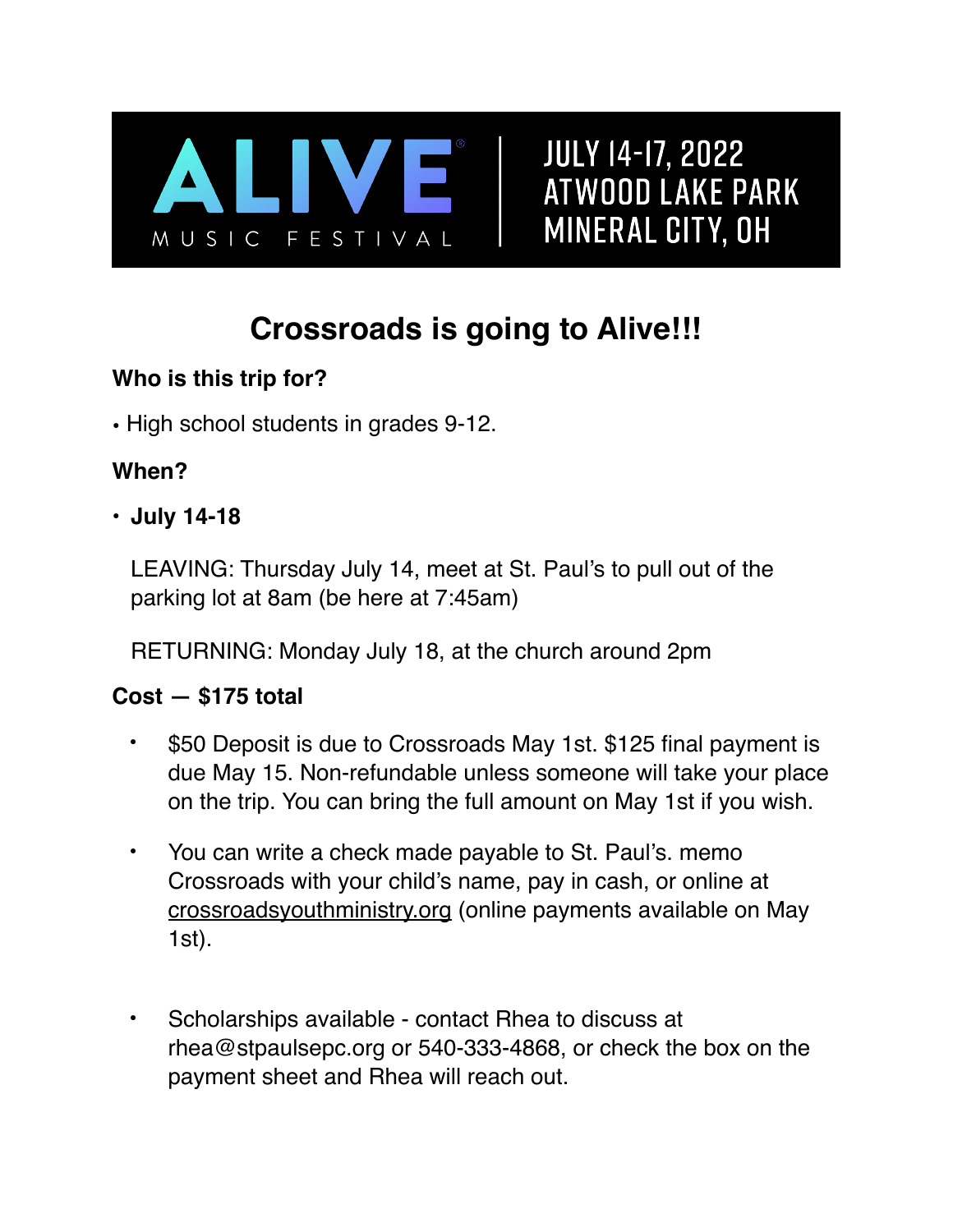ALIVE MUSIC FESTIVAL | JULY 14-17, 2022 ATWOOD LAKE PARK MINERAL CITY, OH

# Crossroads is going to Alive!!!

**Who is this trip for?**

- High school students in grades 9-12.

**When?**

- **July 14-18**

  LEAVING: Thursday July 14, meet at St. Paul's to pull out of the parking lot at 8am (be here at 7:45am)

  RETURNING: Monday July 18, at the church around 2pm

**Cost — $175 total**

- $50 Deposit is due to Crossroads May 1st. $125 final payment is due May 15. Non-refundable unless someone will take your place on the trip. You can bring the full amount on May 1st if you wish.
- You can write a check made payable to St. Paul's. memo Crossroads with your child's name, pay in cash, or online at crossroadsyouthministry.org (online payments available on May 1st).
- Scholarships available - contact Rhea to discuss at rhea@stpaulsepc.org or 540-333-4868, or check the box on the payment sheet and Rhea will reach out.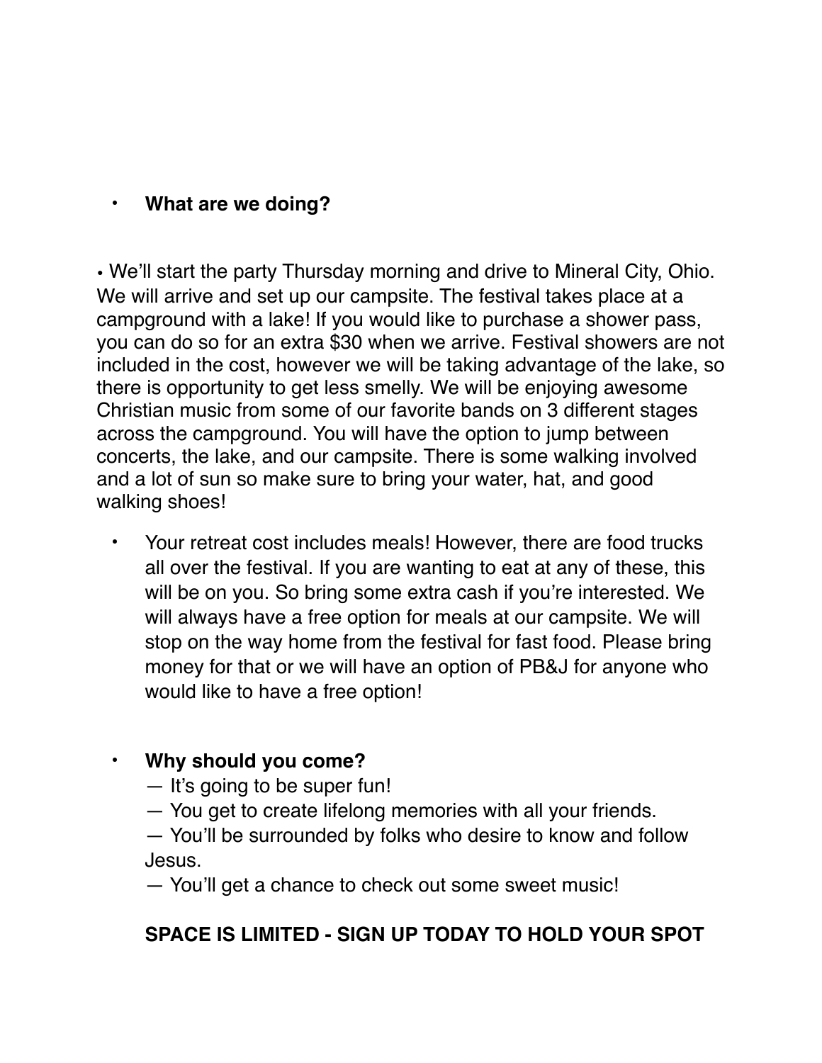- **What are we doing?**

- We'll start the party Thursday morning and drive to Mineral City, Ohio. We will arrive and set up our campsite. The festival takes place at a campground with a lake! If you would like to purchase a shower pass, you can do so for an extra $30 when we arrive. Festival showers are not included in the cost, however we will be taking advantage of the lake, so there is opportunity to get less smelly. We will be enjoying awesome Christian music from some of our favorite bands on 3 different stages across the campground. You will have the option to jump between concerts, the lake, and our campsite. There is some walking involved and a lot of sun so make sure to bring your water, hat, and good walking shoes!

- Your retreat cost includes meals! However, there are food trucks all over the festival. If you are wanting to eat at any of these, this will be on you. So bring some extra cash if you're interested. We will always have a free option for meals at our campsite. We will stop on the way home from the festival for fast food. Please bring money for that or we will have an option of PB&J for anyone who would like to have a free option!

- **Why should you come?**
  — It's going to be super fun!
  — You get to create lifelong memories with all your friends.
  — You'll be surrounded by folks who desire to know and follow Jesus.
  — You'll get a chance to check out some sweet music!

**SPACE IS LIMITED - SIGN UP TODAY TO HOLD YOUR SPOT**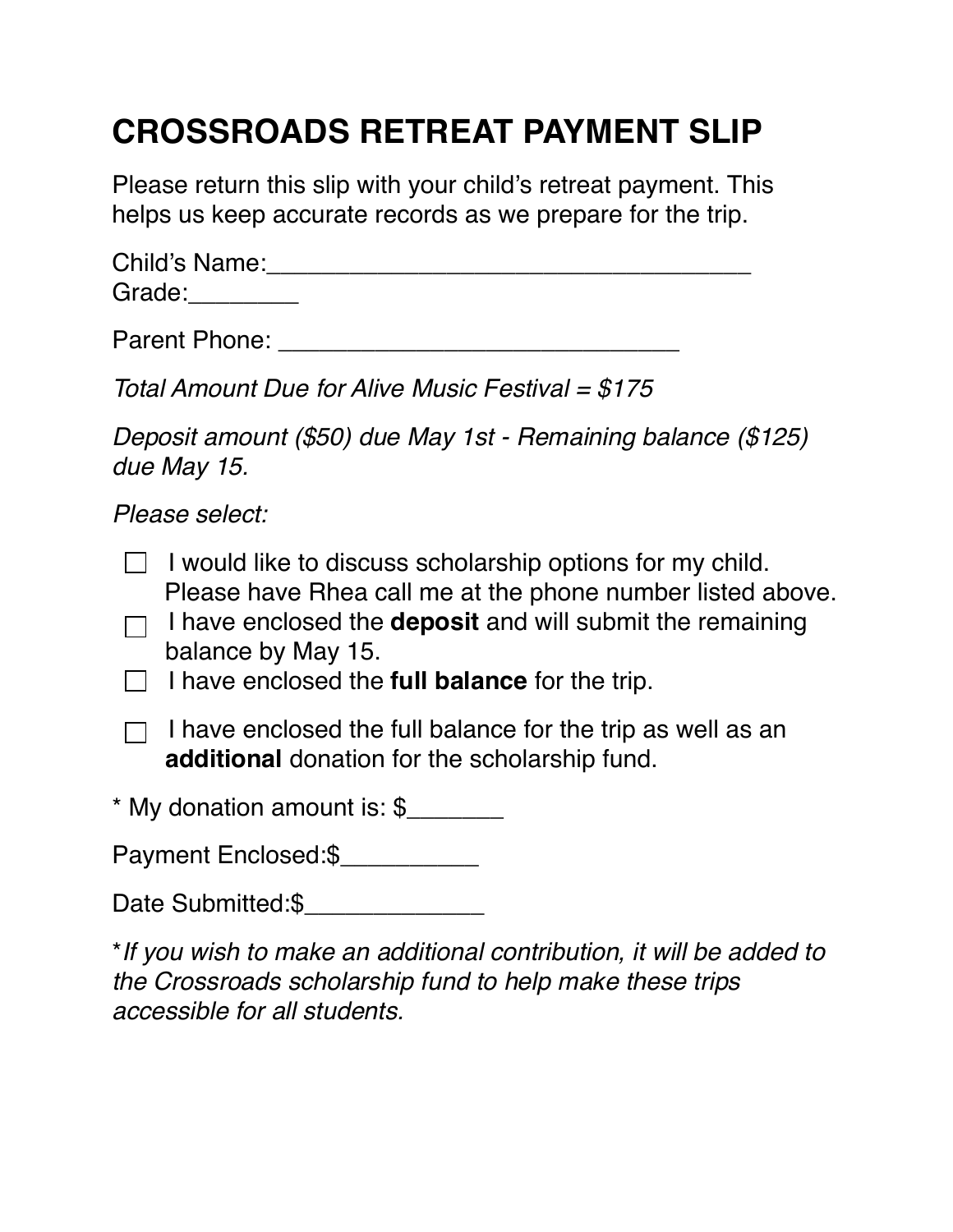# CROSSROADS RETREAT PAYMENT SLIP

Please return this slip with your child's retreat payment. This helps us keep accurate records as we prepare for the trip.

Child's Name:___________________________________
Grade:________

Parent Phone: _____________________________

*Total Amount Due for Alive Music Festival = $175*

*Deposit amount ($50) due May 1st - Remaining balance ($125) due May 15.*

*Please select:*

- ☐ I would like to discuss scholarship options for my child. Please have Rhea call me at the phone number listed above.
- ☐ I have enclosed the **deposit** and will submit the remaining balance by May 15.
- ☐ I have enclosed the **full balance** for the trip.
- ☐ I have enclosed the full balance for the trip as well as an **additional** donation for the scholarship fund.

* My donation amount is: $_______

Payment Enclosed:$__________

Date Submitted:$_____________

**If you wish to make an additional contribution, it will be added to the Crossroads scholarship fund to help make these trips accessible for all students.*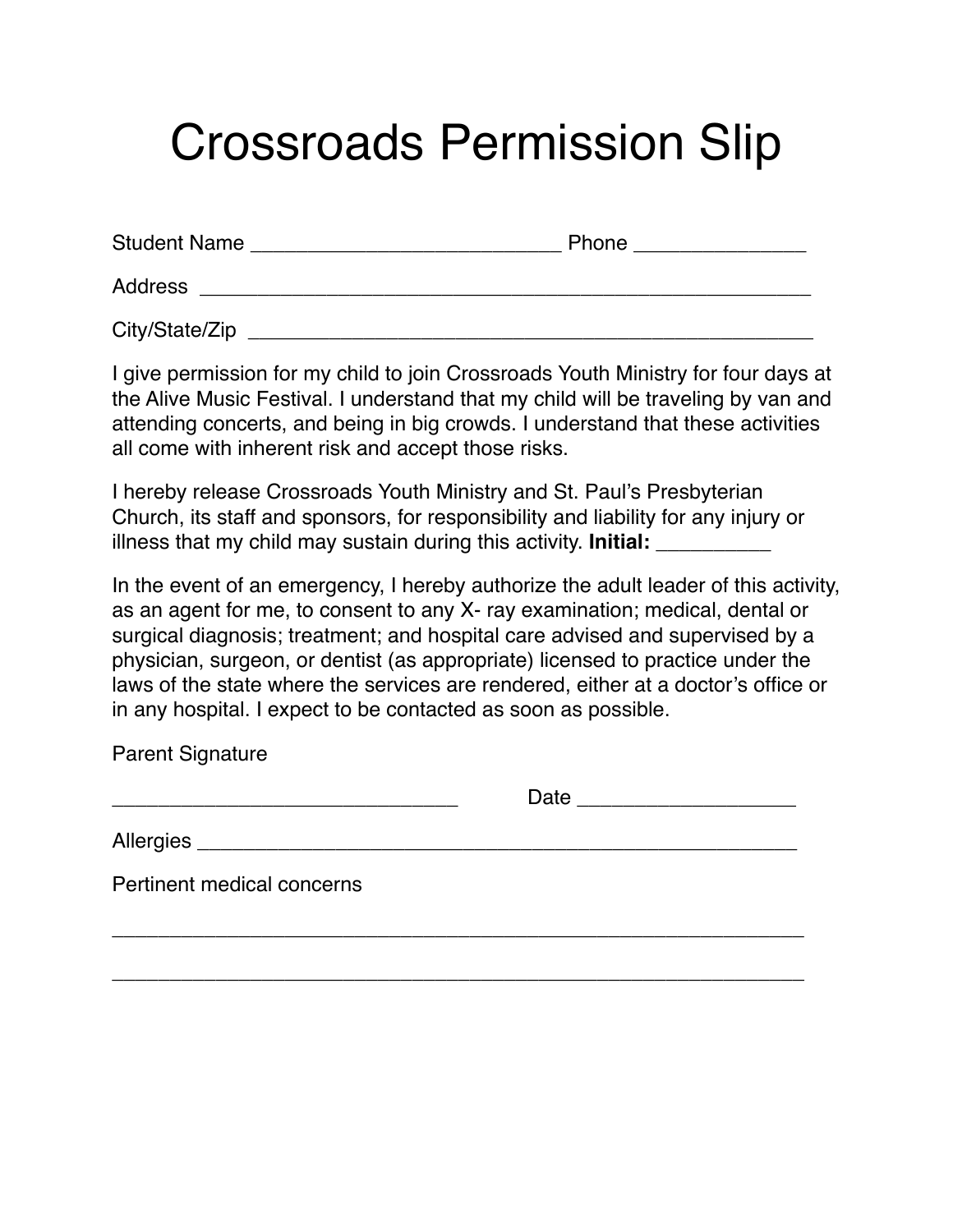# Crossroads Permission Slip

Student Name ___________________________ Phone _______________

Address ______________________________________________________

City/State/Zip ___________________________________________________

I give permission for my child to join Crossroads Youth Ministry for four days at the Alive Music Festival. I understand that my child will be traveling by van and attending concerts, and being in big crowds. I understand that these activities all come with inherent risk and accept those risks.

I hereby release Crossroads Youth Ministry and St. Paul's Presbyterian Church, its staff and sponsors, for responsibility and liability for any injury or illness that my child may sustain during this activity. **Initial:** __________

In the event of an emergency, I hereby authorize the adult leader of this activity, as an agent for me, to consent to any X- ray examination; medical, dental or surgical diagnosis; treatment; and hospital care advised and supervised by a physician, surgeon, or dentist (as appropriate) licensed to practice under the laws of the state where the services are rendered, either at a doctor's office or in any hospital. I expect to be contacted as soon as possible.

Parent Signature

_______________________________ Date ___________________

Allergies _______________________________________________________

Pertinent medical concerns

_____________________________________________________________

_____________________________________________________________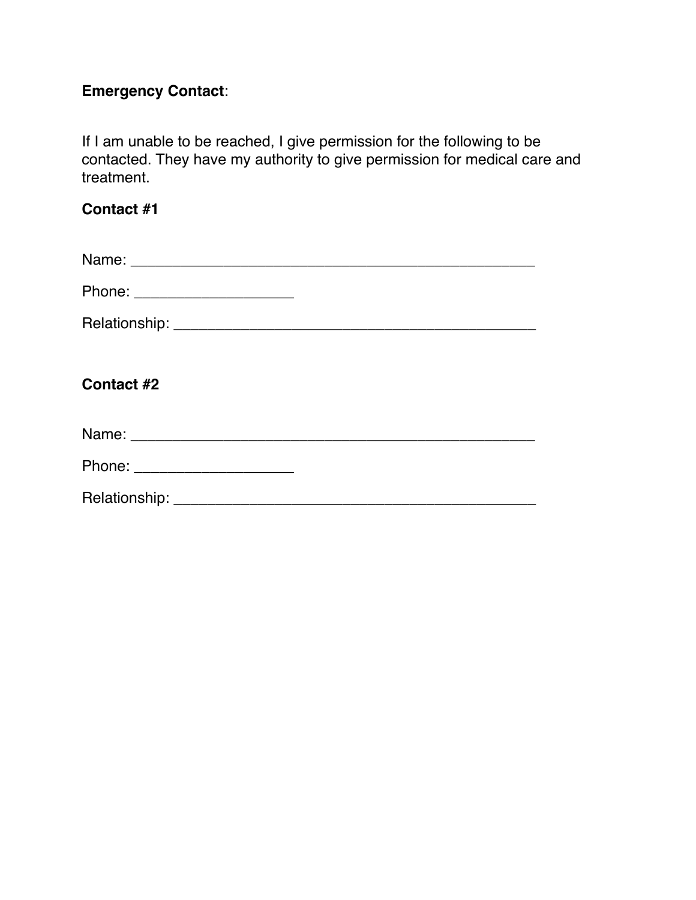**Emergency Contact**:

If I am unable to be reached, I give permission for the following to be contacted. They have my authority to give permission for medical care and treatment.

**Contact #1**

Name: ________________________________________________

Phone: ___________________

Relationship: ___________________________________________

**Contact #2**

Name: ________________________________________________

Phone: ___________________

Relationship: ___________________________________________